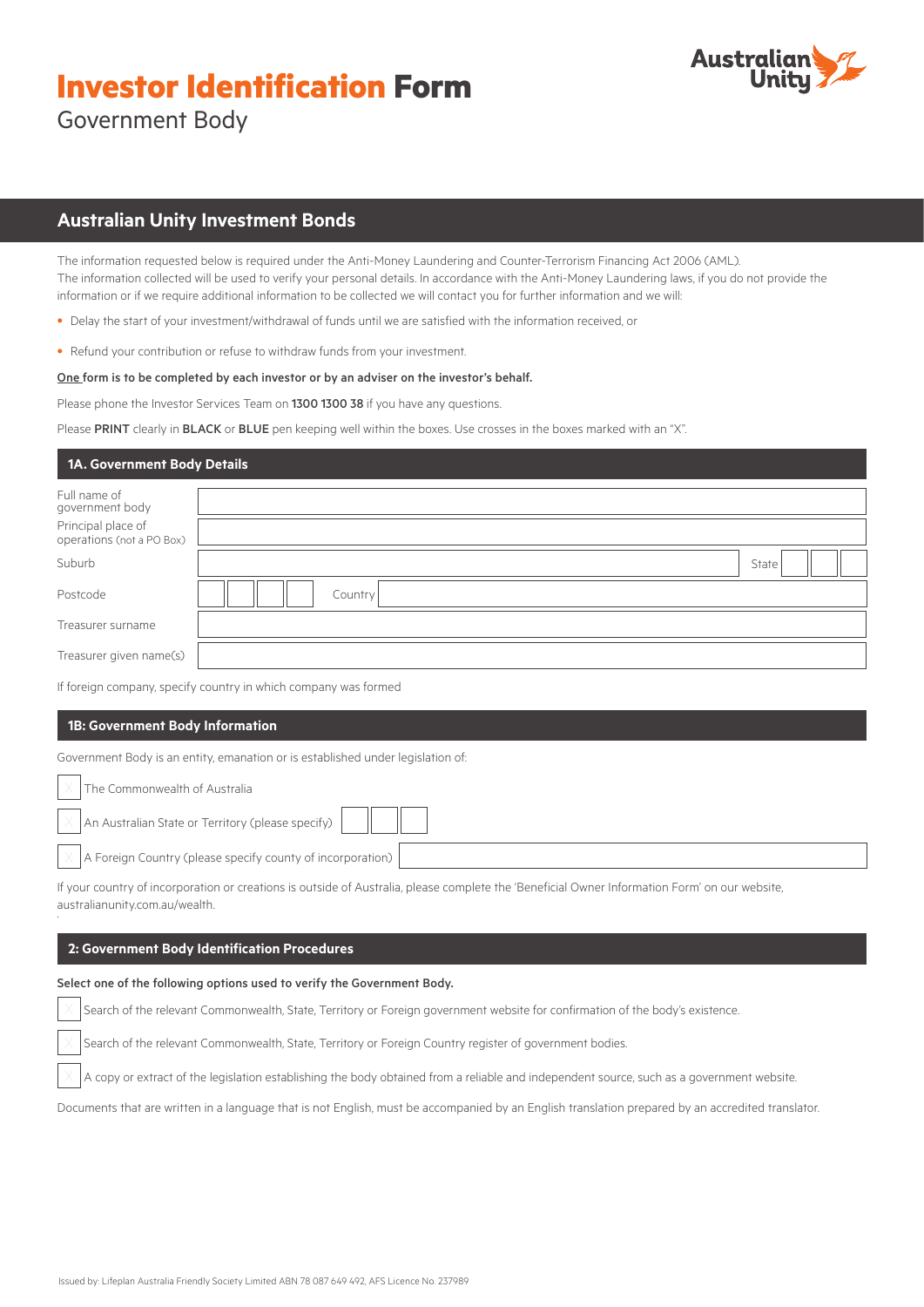# Investor Identification Form

Government Body

## Australian Unity Investment Bonds

The information requested below is required under the Anti-Money Laundering and Counter-Terrorism Financing Act 2006 (AML). The information collected will be used to verify your personal details. In accordance with the Anti-Money Laundering laws, if you do not provide the information or if we require additional information to be collected we will contact you for further information and we will:

- Delay the start of your investment/withdrawal of funds until we are satisfied with the information received, or
- Refund your contribution or refuse to withdraw funds from your investment.

**One form is to be completed by each investor or by an adviser on the investor's behalf.**

Please phone the Investor Services Team on **1300 1300 38** if you have any questions.

Please **PRINT** clearly in **BLACK** or **BLUE** pen keeping well within the boxes. Use crosses in the boxes marked with an "X".

### 1A. Government Body Details

| | |
|---|---|
| Full name of government body | |
| Principal place of operations (not a PO Box) | |
| Suburb | State |
| Postcode | Country |
| Treasurer surname | |
| Treasurer given name(s) | |

If foreign company, specify country in which company was formed

### 1B: Government Body Information

Government Body is an entity, emanation or is established under legislation of:

- [ ] The Commonwealth of Australia
- [ ] An Australian State or Territory (please specify)
- [ ] A Foreign Country (please specify county of incorporation)

If your country of incorporation or creations is outside of Australia, please complete the 'Beneficial Owner Information Form' on our website, australianunity.com.au/wealth.

### 2: Government Body Identification Procedures

**Select one of the following options used to verify the Government Body.**

- [ ] Search of the relevant Commonwealth, State, Territory or Foreign government website for confirmation of the body's existence.
- [ ] Search of the relevant Commonwealth, State, Territory or Foreign Country register of government bodies.
- [ ] A copy or extract of the legislation establishing the body obtained from a reliable and independent source, such as a government website.

Documents that are written in a language that is not English, must be accompanied by an English translation prepared by an accredited translator.

Issued by: Lifeplan Australia Friendly Society Limited ABN 78 087 649 492, AFS Licence No. 237989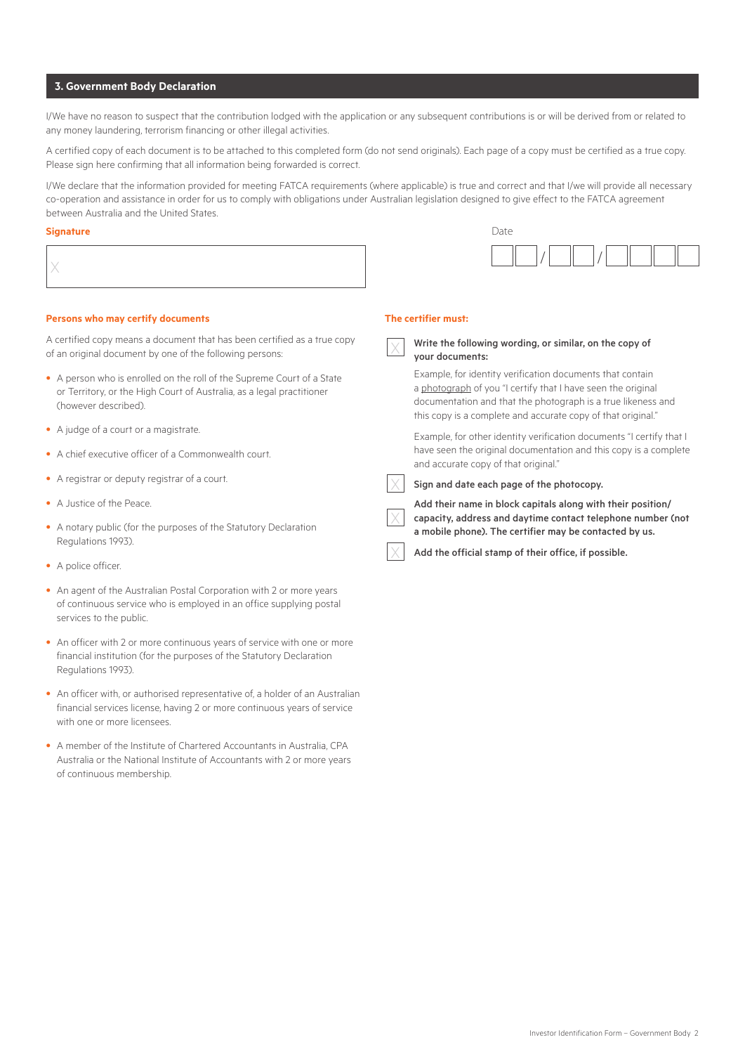## 3. Government Body Declaration

I/We have no reason to suspect that the contribution lodged with the application or any subsequent contributions is or will be derived from or related to any money laundering, terrorism financing or other illegal activities.

A certified copy of each document is to be attached to this completed form (do not send originals). Each page of a copy must be certified as a true copy. Please sign here confirming that all information being forwarded is correct.

I/We declare that the information provided for meeting FATCA requirements (where applicable) is true and correct and that I/we will provide all necessary co-operation and assistance in order for us to comply with obligations under Australian legislation designed to give effect to the FATCA agreement between Australia and the United States.

**Signature**

X

Date

__ __ / __ __ / __ __ __ __

**Persons who may certify documents**

A certified copy means a document that has been certified as a true copy of an original document by one of the following persons:

- A person who is enrolled on the roll of the Supreme Court of a State or Territory, or the High Court of Australia, as a legal practitioner (however described).
- A judge of a court or a magistrate.
- A chief executive officer of a Commonwealth court.
- A registrar or deputy registrar of a court.
- A Justice of the Peace.
- A notary public (for the purposes of the Statutory Declaration Regulations 1993).
- A police officer.
- An agent of the Australian Postal Corporation with 2 or more years of continuous service who is employed in an office supplying postal services to the public.
- An officer with 2 or more continuous years of service with one or more financial institution (for the purposes of the Statutory Declaration Regulations 1993).
- An officer with, or authorised representative of, a holder of an Australian financial services license, having 2 or more continuous years of service with one or more licensees.
- A member of the Institute of Chartered Accountants in Australia, CPA Australia or the National Institute of Accountants with 2 or more years of continuous membership.

**The certifier must:**

- [ ] **Write the following wording, or similar, on the copy of your documents:**

  Example, for identity verification documents that contain a photograph of you "I certify that I have seen the original documentation and that the photograph is a true likeness and this copy is a complete and accurate copy of that original."

  Example, for other identity verification documents "I certify that I have seen the original documentation and this copy is a complete and accurate copy of that original."

- [ ] **Sign and date each page of the photocopy.**
- [ ] **Add their name in block capitals along with their position/ capacity, address and daytime contact telephone number (not a mobile phone). The certifier may be contacted by us.**
- [ ] **Add the official stamp of their office, if possible.**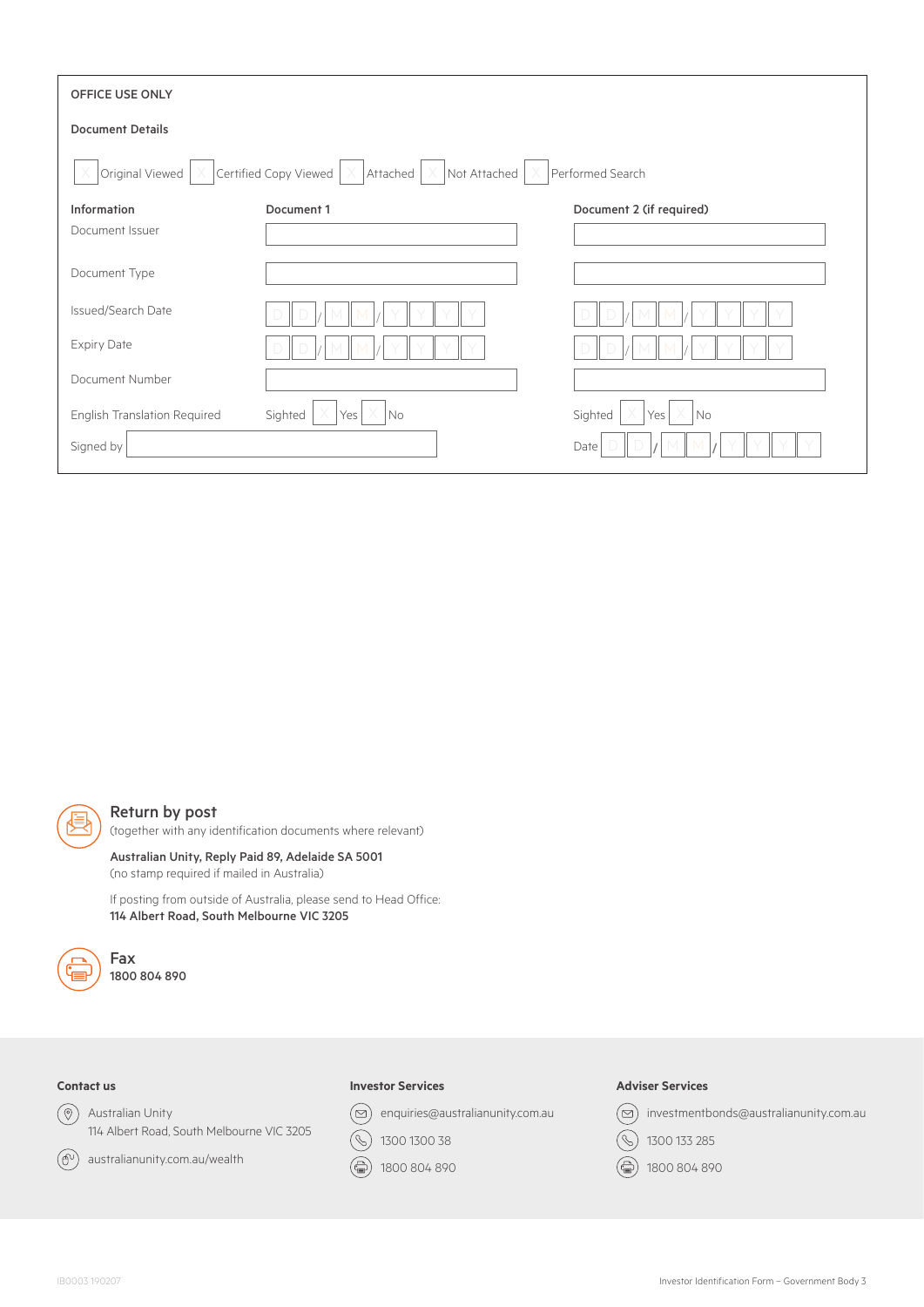## OFFICE USE ONLY

**Document Details**

☐ Original Viewed ☐ Certified Copy Viewed ☐ Attached ☐ Not Attached ☐ Performed Search

| Information | Document 1 | Document 2 (if required) |
| --- | --- | --- |
| Document Issuer | | |
| Document Type | | |
| Issued/Search Date | DD/MM/YYYY | DD/MM/YYYY |
| Expiry Date | DD/MM/YYYY | DD/MM/YYYY |
| Document Number | | |
| English Translation Required | Sighted ☐ Yes ☐ No | Sighted ☐ Yes ☐ No |

Signed by ______________________ Date DD/MM/YYYY

## Return by post

(together with any identification documents where relevant)

**Australian Unity, Reply Paid 89, Adelaide SA 5001**
(no stamp required if mailed in Australia)

If posting from outside of Australia, please send to Head Office:
**114 Albert Road, South Melbourne VIC 3205**

## Fax

**1800 804 890**

**Contact us**

Australian Unity
114 Albert Road, South Melbourne VIC 3205

australianunity.com.au/wealth

**Investor Services**

enquiries@australianunity.com.au

1300 1300 38

1800 804 890

**Adviser Services**

investmentbonds@australianunity.com.au

1300 133 285

1800 804 890

IB0003 190207